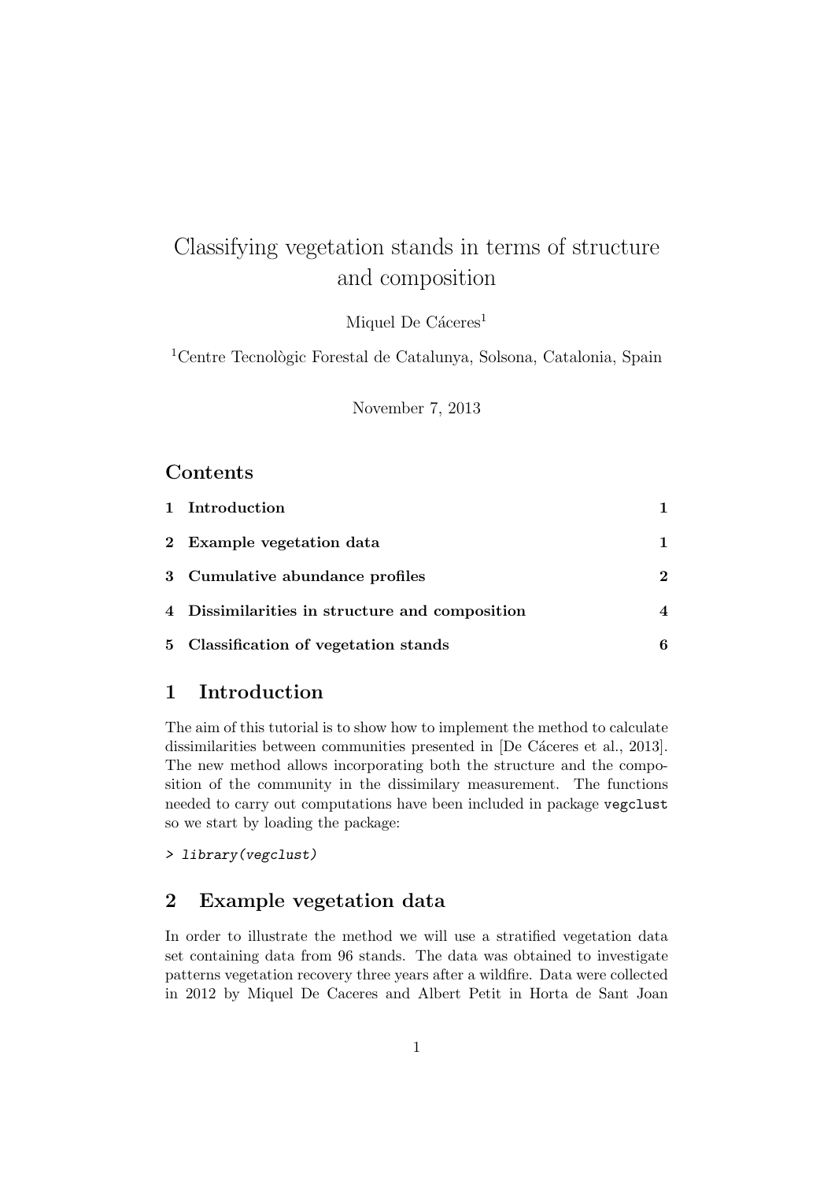# Classifying vegetation stands in terms of structure and composition

Miquel De Cáceres[1]

[1]Centre Tecnològic Forestal de Catalunya, Solsona, Catalonia, Spain

November 7, 2013

## Contents

| | | |
|---|---|---|
| **1** | **Introduction** | **1** |
| **2** | **Example vegetation data** | **1** |
| **3** | **Cumulative abundance profiles** | **2** |
| **4** | **Dissimilarities in structure and composition** | **4** |
| **5** | **Classification of vegetation stands** | **6** |

## 1 Introduction

The aim of this tutorial is to show how to implement the method to calculate dissimilarities between communities presented in [De Cáceres et al., 2013]. The new method allows incorporating both the structure and the composition of the community in the dissimilary measurement. The functions needed to carry out computations have been included in package `vegclust` so we start by loading the package:

```
> library(vegclust)
```

## 2 Example vegetation data

In order to illustrate the method we will use a stratified vegetation data set containing data from 96 stands. The data was obtained to investigate patterns vegetation recovery three years after a wildfire. Data were collected in 2012 by Miquel De Caceres and Albert Petit in Horta de Sant Joan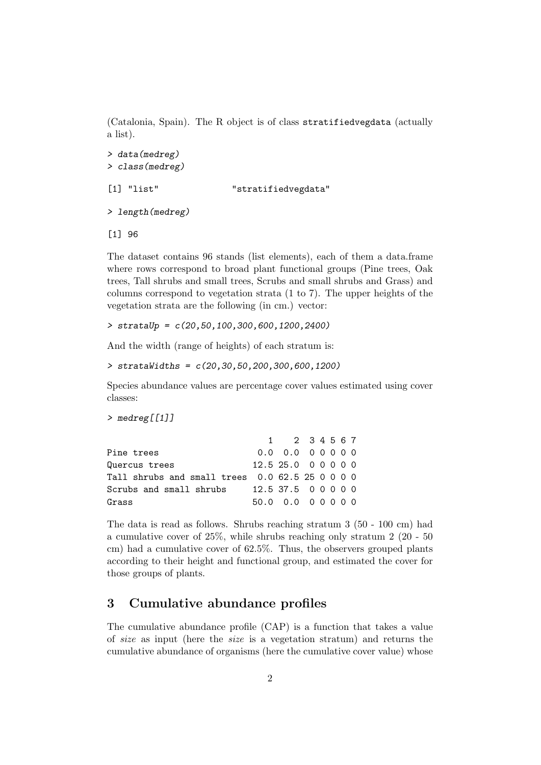(Catalonia, Spain). The R object is of class stratifiedvegdata (actually a list).

```
> data(medreg)
> class(medreg)

[1] "list"              "stratifiedvegdata"

> length(medreg)

[1] 96
```

The dataset contains 96 stands (list elements), each of them a data.frame where rows correspond to broad plant functional groups (Pine trees, Oak trees, Tall shrubs and small trees, Scrubs and small shrubs and Grass) and columns correspond to vegetation strata (1 to 7). The upper heights of the vegetation strata are the following (in cm.) vector:

```
> strataUp = c(20,50,100,300,600,1200,2400)
```

And the width (range of heights) of each stratum is:

```
> strataWidths = c(20,30,50,200,300,600,1200)
```

Species abundance values are percentage cover values estimated using cover classes:

```
> medreg[[1]]

                              1    2  3 4 5 6 7
Pine trees                  0.0  0.0  0 0 0 0 0
Quercus trees              12.5 25.0  0 0 0 0 0
Tall shrubs and small trees  0.0 62.5 25 0 0 0 0
Scrubs and small shrubs    12.5 37.5  0 0 0 0 0
Grass                      50.0  0.0  0 0 0 0 0
```

The data is read as follows. Shrubs reaching stratum 3 (50 - 100 cm) had a cumulative cover of 25%, while shrubs reaching only stratum 2 (20 - 50 cm) had a cumulative cover of 62.5%. Thus, the observers grouped plants according to their height and functional group, and estimated the cover for those groups of plants.

## 3 Cumulative abundance profiles

The cumulative abundance profile (CAP) is a function that takes a value of *size* as input (here the *size* is a vegetation stratum) and returns the cumulative abundance of organisms (here the cumulative cover value) whose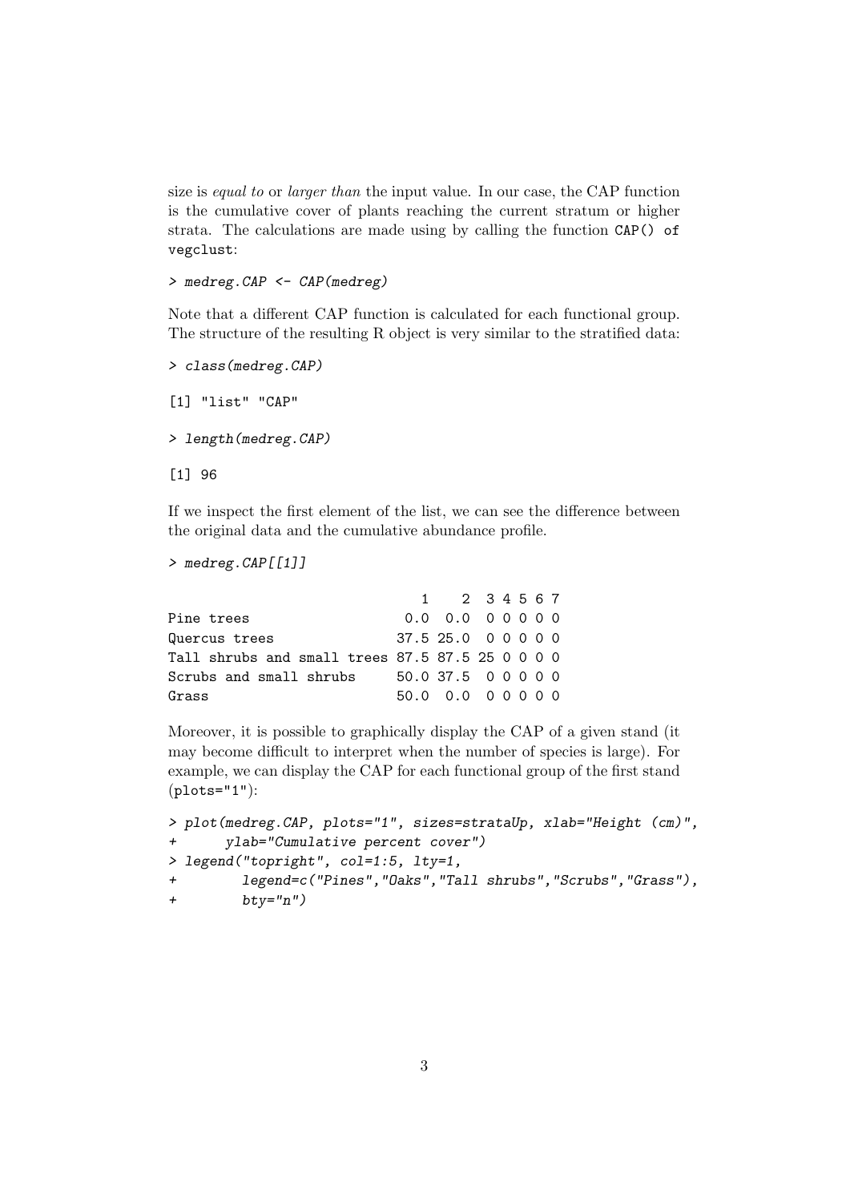size is *equal to* or *larger than* the input value. In our case, the CAP function is the cumulative cover of plants reaching the current stratum or higher strata. The calculations are made using by calling the function `CAP() of vegclust`:

```
> medreg.CAP <- CAP(medreg)
```

Note that a different CAP function is calculated for each functional group. The structure of the resulting R object is very similar to the stratified data:

```
> class(medreg.CAP)

[1] "list" "CAP"

> length(medreg.CAP)

[1] 96
```

If we inspect the first element of the list, we can see the difference between the original data and the cumulative abundance profile.

```
> medreg.CAP[[1]]

                                1    2  3 4 5 6 7
Pine trees                    0.0  0.0  0 0 0 0 0
Quercus trees                37.5 25.0  0 0 0 0 0
Tall shrubs and small trees  87.5 87.5 25 0 0 0 0
Scrubs and small shrubs      50.0 37.5  0 0 0 0 0
Grass                        50.0  0.0  0 0 0 0 0
```

Moreover, it is possible to graphically display the CAP of a given stand (it may become difficult to interpret when the number of species is large). For example, we can display the CAP for each functional group of the first stand (`plots="1"`):

```
> plot(medreg.CAP, plots="1", sizes=strataUp, xlab="Height (cm)",
+      ylab="Cumulative percent cover")
> legend("topright", col=1:5, lty=1,
+        legend=c("Pines","Oaks","Tall shrubs","Scrubs","Grass"),
+        bty="n")
```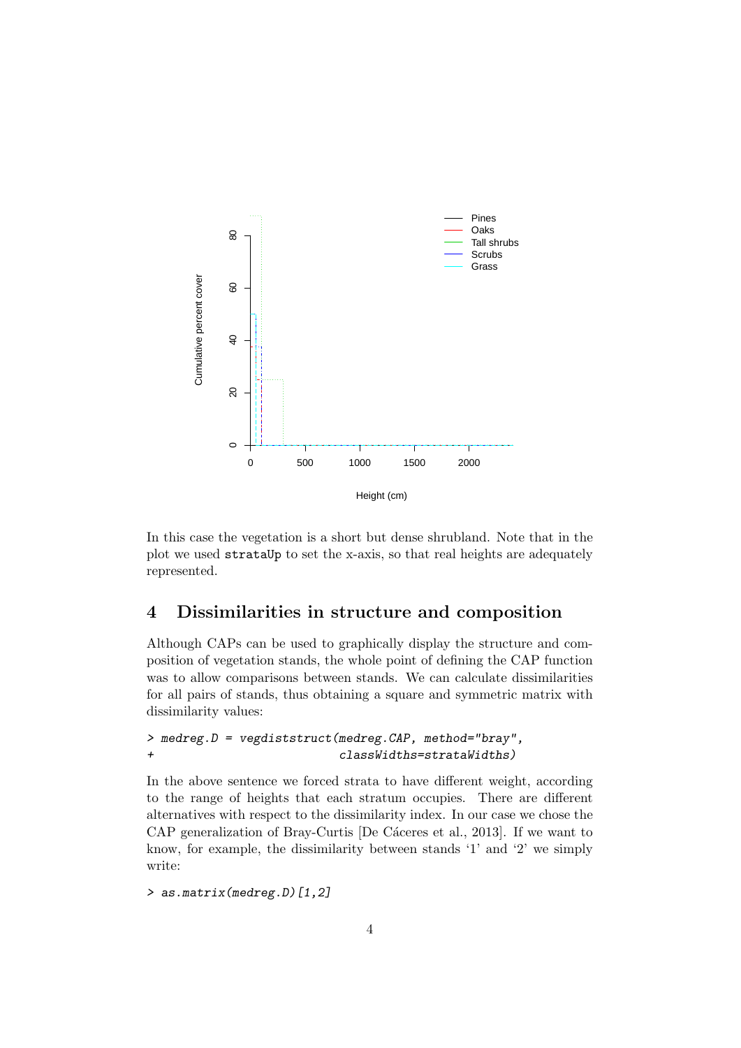In this case the vegetation is a short but dense shrubland. Note that in the plot we used strataUp to set the x-axis, so that real heights are adequately represented.

## 4 Dissimilarities in structure and composition

Although CAPs can be used to graphically display the structure and composition of vegetation stands, the whole point of defining the CAP function was to allow comparisons between stands. We can calculate dissimilarities for all pairs of stands, thus obtaining a square and symmetric matrix with dissimilarity values:

```
> medreg.D = vegdiststruct(medreg.CAP, method="bray",
+                          classWidths=strataWidths)
```

In the above sentence we forced strata to have different weight, according to the range of heights that each stratum occupies. There are different alternatives with respect to the dissimilarity index. In our case we chose the CAP generalization of Bray-Curtis [De Cáceres et al., 2013]. If we want to know, for example, the dissimilarity between stands '1' and '2' we simply write:

```
> as.matrix(medreg.D)[1,2]
```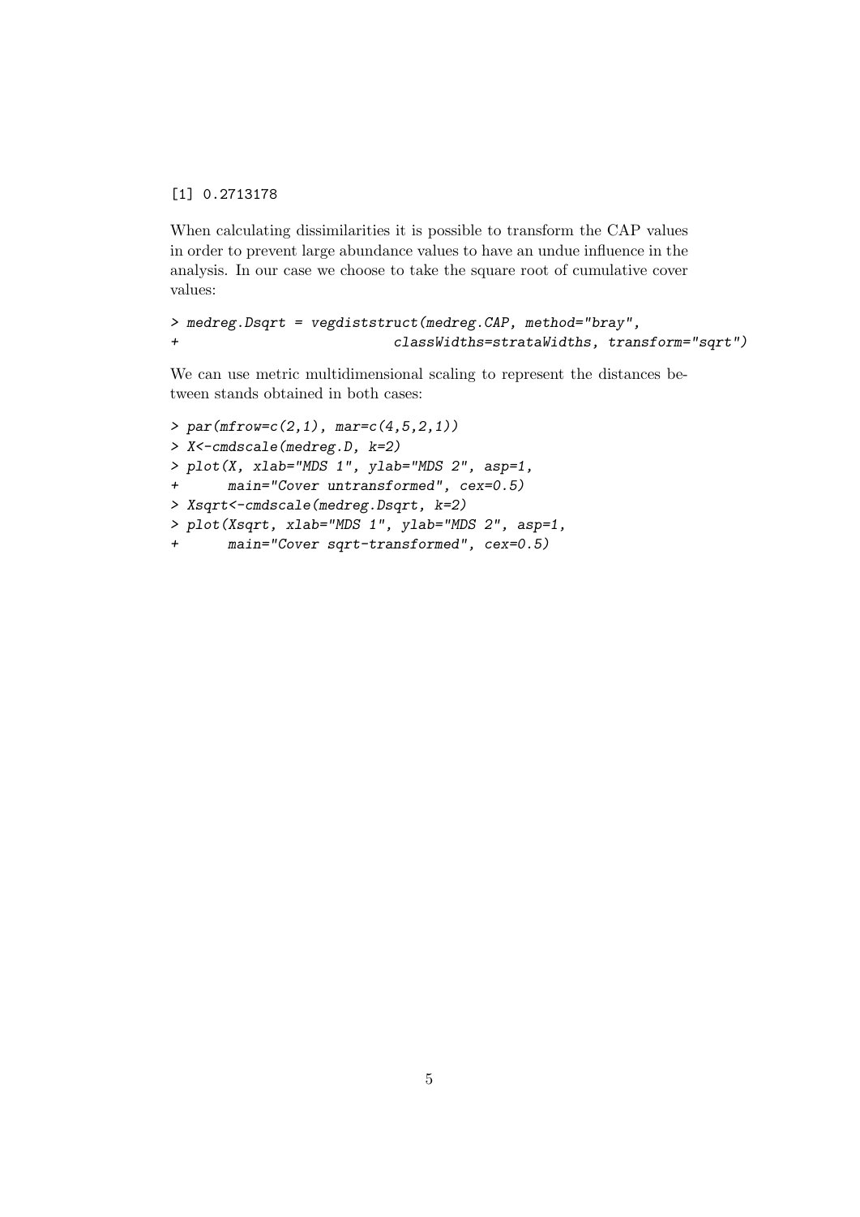```
[1] 0.2713178
```

When calculating dissimilarities it is possible to transform the CAP values in order to prevent large abundance values to have an undue influence in the analysis. In our case we choose to take the square root of cumulative cover values:

```
> medreg.Dsqrt = vegdiststruct(medreg.CAP, method="bray",
+                              classWidths=strataWidths, transform="sqrt")
```

We can use metric multidimensional scaling to represent the distances between stands obtained in both cases:

```
> par(mfrow=c(2,1), mar=c(4,5,2,1))
> X<-cmdscale(medreg.D, k=2)
> plot(X, xlab="MDS 1", ylab="MDS 2", asp=1,
+      main="Cover untransformed", cex=0.5)
> Xsqrt<-cmdscale(medreg.Dsqrt, k=2)
> plot(Xsqrt, xlab="MDS 1", ylab="MDS 2", asp=1,
+      main="Cover sqrt-transformed", cex=0.5)
```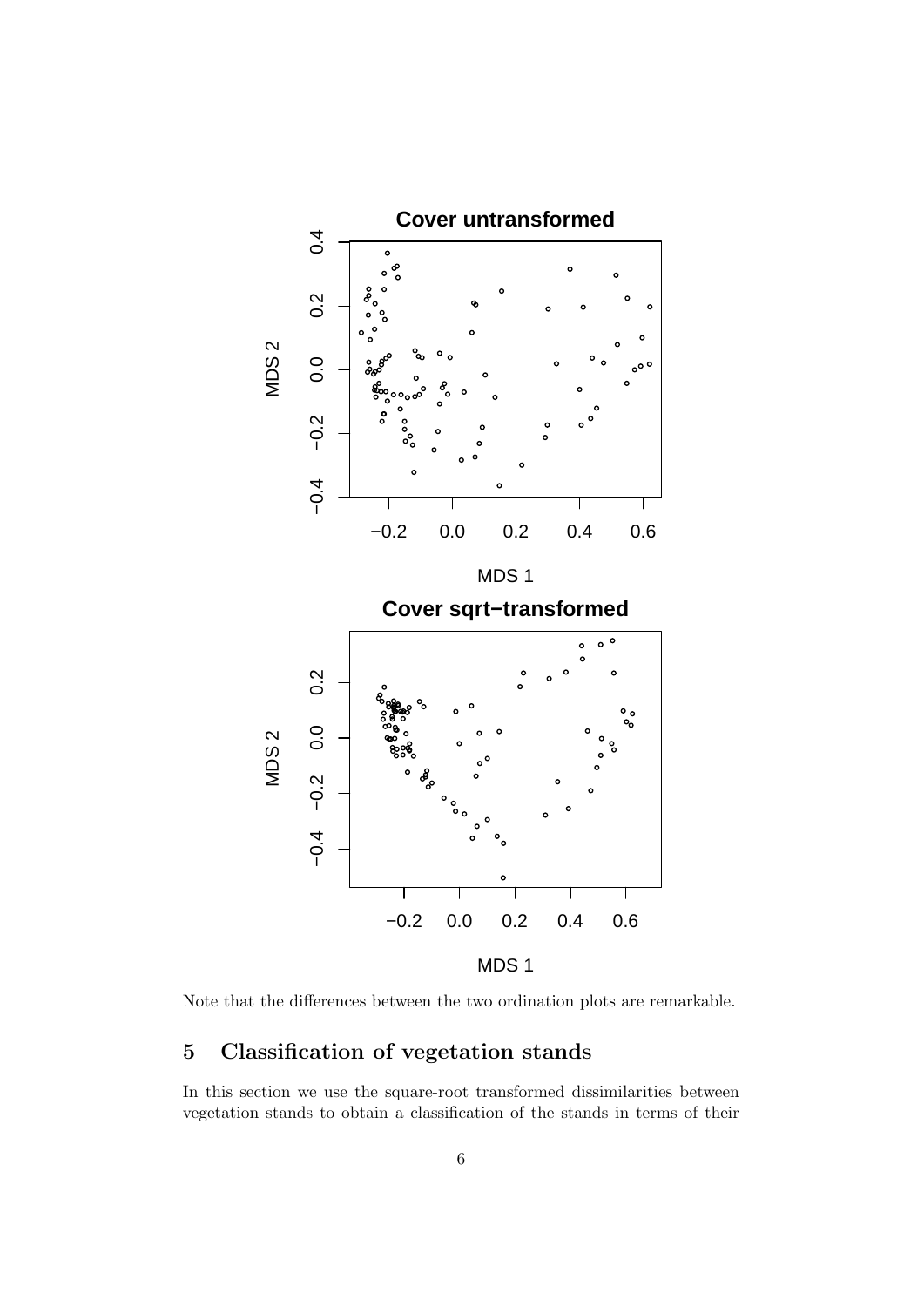Note that the differences between the two ordination plots are remarkable.

## 5 Classification of vegetation stands

In this section we use the square-root transformed dissimilarities between vegetation stands to obtain a classification of the stands in terms of their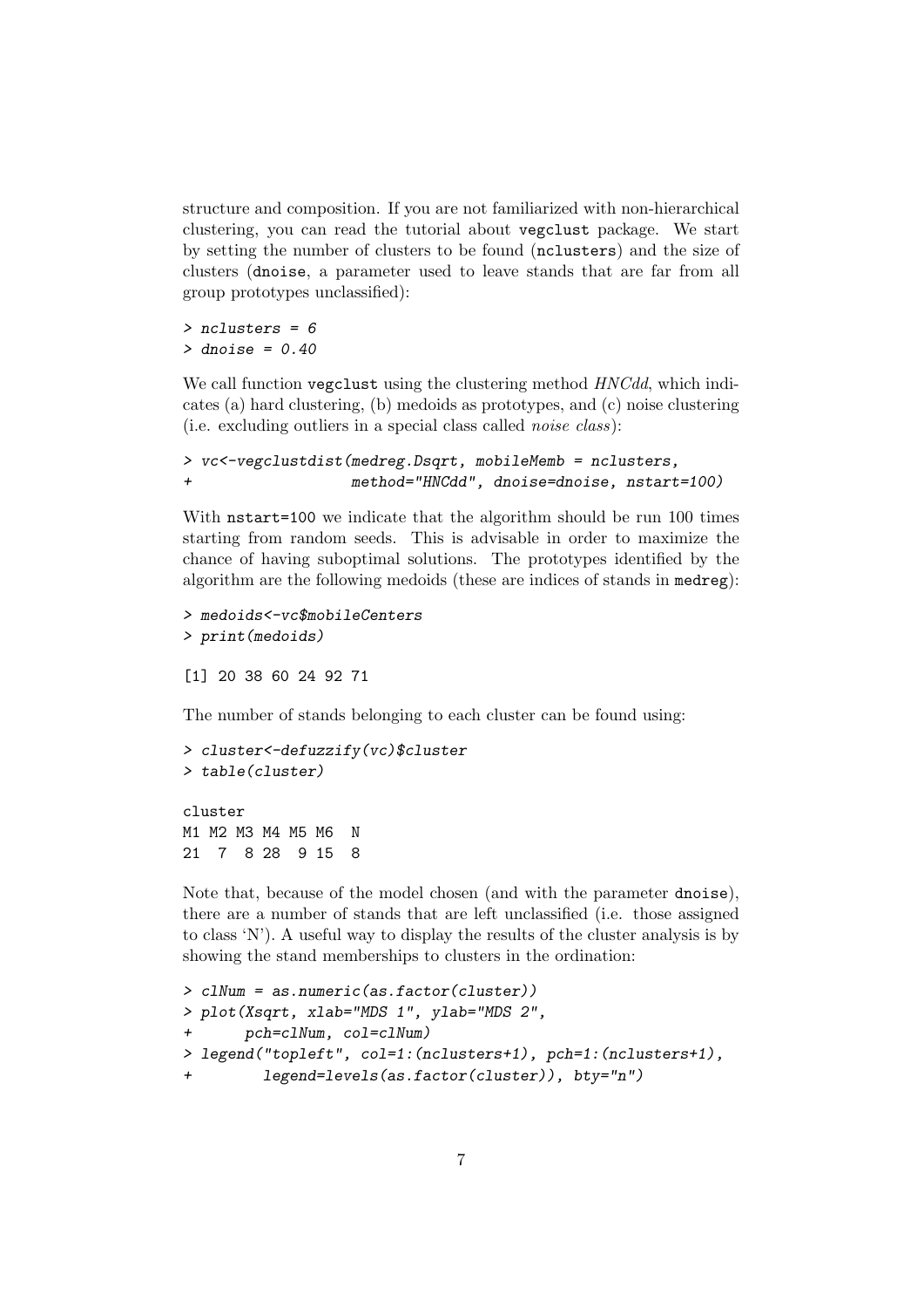structure and composition. If you are not familiarized with non-hierarchical clustering, you can read the tutorial about vegclust package. We start by setting the number of clusters to be found (nclusters) and the size of clusters (dnoise, a parameter used to leave stands that are far from all group prototypes unclassified):

```
> nclusters = 6
> dnoise = 0.40
```

We call function vegclust using the clustering method *HNCdd*, which indicates (a) hard clustering, (b) medoids as prototypes, and (c) noise clustering (i.e. excluding outliers in a special class called *noise class*):

```
> vc<-vegclustdist(medreg.Dsqrt, mobileMemb = nclusters,
+                  method="HNCdd", dnoise=dnoise, nstart=100)
```

With nstart=100 we indicate that the algorithm should be run 100 times starting from random seeds. This is advisable in order to maximize the chance of having suboptimal solutions. The prototypes identified by the algorithm are the following medoids (these are indices of stands in medreg):

```
> medoids<-vc$mobileCenters
> print(medoids)

[1] 20 38 60 24 92 71
```

The number of stands belonging to each cluster can be found using:

```
> cluster<-defuzzify(vc)$cluster
> table(cluster)

cluster
M1 M2 M3 M4 M5 M6  N
21  7  8 28  9 15  8
```

Note that, because of the model chosen (and with the parameter dnoise), there are a number of stands that are left unclassified (i.e. those assigned to class 'N'). A useful way to display the results of the cluster analysis is by showing the stand memberships to clusters in the ordination:

```
> clNum = as.numeric(as.factor(cluster))
> plot(Xsqrt, xlab="MDS 1", ylab="MDS 2",
+      pch=clNum, col=clNum)
> legend("topleft", col=1:(nclusters+1), pch=1:(nclusters+1),
+        legend=levels(as.factor(cluster)), bty="n")
```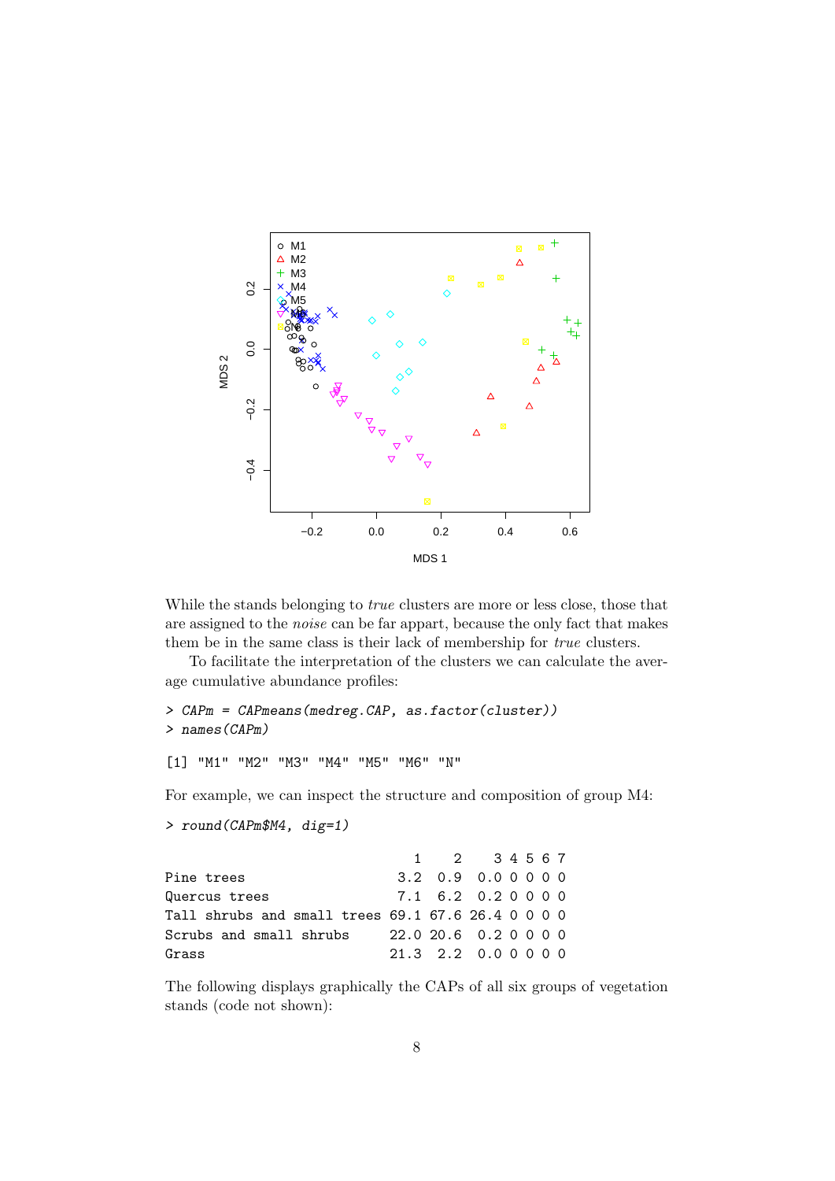While the stands belonging to *true* clusters are more or less close, those that are assigned to the *noise* can be far appart, because the only fact that makes them be in the same class is their lack of membership for *true* clusters.

To facilitate the interpretation of the clusters we can calculate the average cumulative abundance profiles:

```
> CAPm = CAPmeans(medreg.CAP, as.factor(cluster))
> names(CAPm)

[1] "M1" "M2" "M3" "M4" "M5" "M6" "N"
```

For example, we can inspect the structure and composition of group M4:

```
> round(CAPm$M4, dig=1)

                              1    2    3 4 5 6 7
Pine trees                  3.2  0.9  0.0 0 0 0 0
Quercus trees               7.1  6.2  0.2 0 0 0 0
Tall shrubs and small trees 69.1 67.6 26.4 0 0 0 0
Scrubs and small shrubs     22.0 20.6  0.2 0 0 0 0
Grass                       21.3  2.2  0.0 0 0 0 0
```

The following displays graphically the CAPs of all six groups of vegetation stands (code not shown):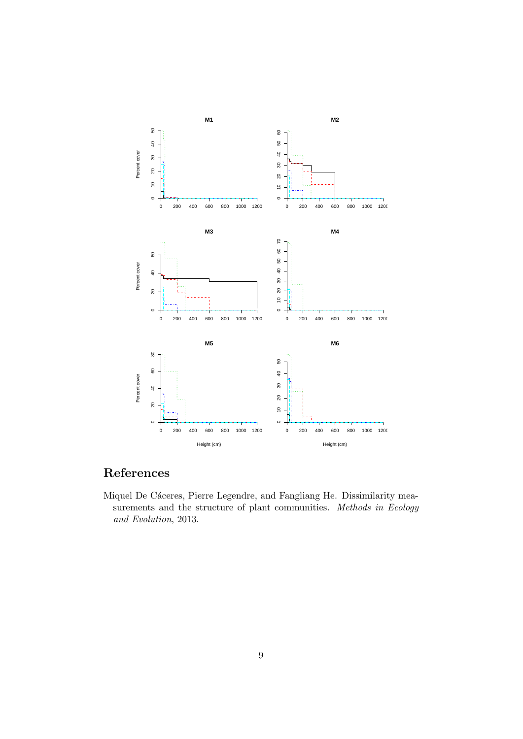M1

Percent cover

0 10 20 30 40 50

0 200 400 600 800 1000 1200

M2

0 10 20 30 40 50 60

0 200 400 600 800 1000 1200

M3

Percent cover

0 20 40 60

0 200 400 600 800 1000 1200

M4

0 10 20 30 40 50 60 70

0 200 400 600 800 1000 1200

M5

Percent cover

0 20 40 60 80

0 200 400 600 800 1000 1200

Height (cm)

M6

0 10 20 30 40 50

0 200 400 600 800 1000 1200

Height (cm)

# References

Miquel De Cáceres, Pierre Legendre, and Fangliang He. Dissimilarity measurements and the structure of plant communities. *Methods in Ecology and Evolution*, 2013.